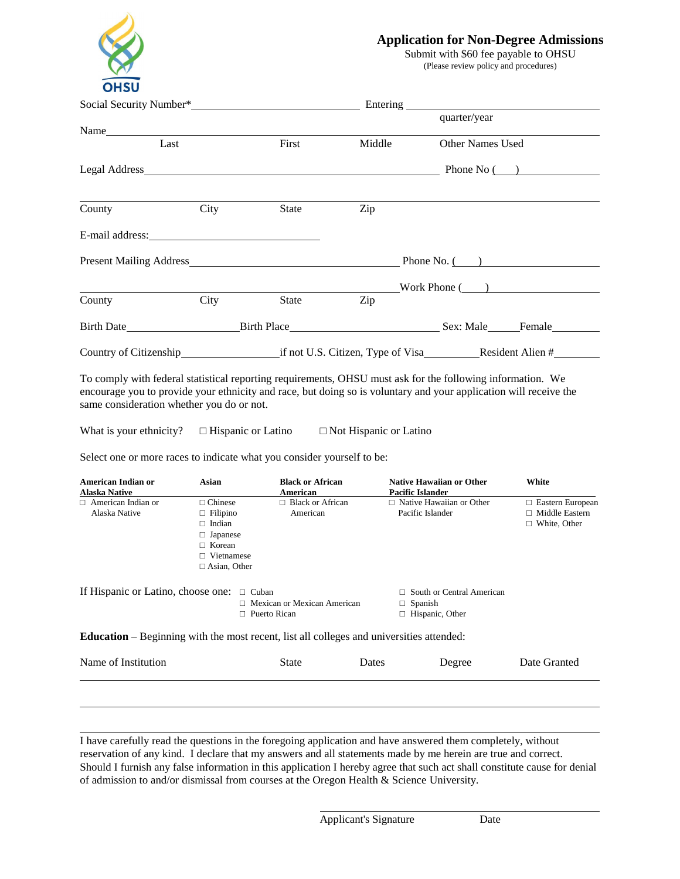OHSU

# Application for Non-Degree Admissions

Submit with $60 fee payable to OHSU
(Please review policy and procedures)

Social Security Number*\_\_\_\_\_\_\_\_\_\_\_\_\_\_\_\_\_\_\_\_\_\_\_\_\_\_\_\_ Entering \_\_\_\_\_\_\_\_\_\_\_\_\_\_\_\_\_\_\_\_\_\_\_\_\_\_\_\_
quarter/year

Name\_\_\_\_\_\_\_\_\_\_\_\_\_\_\_\_\_\_\_\_\_\_\_\_\_\_\_\_\_\_\_\_\_\_\_\_\_\_\_\_\_\_\_\_\_\_\_\_\_\_\_\_\_\_\_\_\_\_\_\_\_\_\_\_\_\_\_\_\_\_\_\_\_\_\_\_\_\_\_\_
Last First Middle Other Names Used

Legal Address\_\_\_\_\_\_\_\_\_\_\_\_\_\_\_\_\_\_\_\_\_\_\_\_\_\_\_\_\_\_\_\_\_\_\_\_\_\_\_\_\_\_\_\_\_\_\_\_\_\_\_\_ Phone No ( ) \_\_\_\_\_\_\_\_\_\_\_\_

\_\_\_\_\_\_\_\_\_\_\_\_\_\_\_\_\_\_\_\_\_\_\_\_\_\_\_\_\_\_\_\_\_\_\_\_\_\_\_\_\_\_\_\_\_\_\_\_\_\_\_\_\_\_\_\_\_\_\_\_\_\_\_\_\_\_\_\_\_\_\_\_\_\_\_\_\_\_\_\_\_\_\_\_
County City State Zip

E-mail address:\_\_\_\_\_\_\_\_\_\_\_\_\_\_\_\_\_\_\_\_\_\_\_\_\_\_\_\_\_\_\_\_

Present Mailing Address\_\_\_\_\_\_\_\_\_\_\_\_\_\_\_\_\_\_\_\_\_\_\_\_\_\_\_\_\_\_\_\_\_\_\_\_\_\_\_\_ Phone No. ( ) \_\_\_\_\_\_\_\_\_\_\_\_\_\_\_\_\_\_

\_\_\_\_\_\_\_\_\_\_\_\_\_\_\_\_\_\_\_\_\_\_\_\_\_\_\_\_\_\_\_\_\_\_\_\_\_\_\_\_\_\_\_\_\_\_\_\_\_\_\_\_\_\_\_\_\_\_\_\_\_\_\_ Work Phone ( ) \_\_\_\_\_\_\_\_\_\_\_\_\_\_\_\_\_\_
County City State Zip

Birth Date\_\_\_\_\_\_\_\_\_\_\_\_\_\_\_\_\_\_\_\_\_\_\_ Birth Place\_\_\_\_\_\_\_\_\_\_\_\_\_\_\_\_\_\_\_\_\_\_\_\_\_\_\_\_\_\_\_\_ Sex: Male\_\_\_\_\_\_Female\_\_\_\_\_\_\_\_\_

Country of Citizenship\_\_\_\_\_\_\_\_\_\_\_\_\_\_\_\_\_\_\_if not U.S. Citizen, Type of Visa\_\_\_\_\_\_\_\_\_\_\_Resident Alien #\_\_\_\_\_\_\_\_\_

To comply with federal statistical reporting requirements, OHSU must ask for the following information. We encourage you to provide your ethnicity and race, but doing so is voluntary and your application will receive the same consideration whether you do or not.

What is your ethnicity? ☐ Hispanic or Latino ☐ Not Hispanic or Latino

Select one or more races to indicate what you consider yourself to be:

| **American Indian or Alaska Native** | **Asian** | **Black or African American** | **Native Hawaiian or Other Pacific Islander** | **White** |
|---|---|---|---|---|
| ☐ American Indian or Alaska Native | ☐ Chinese<br>☐ Filipino<br>☐ Indian<br>☐ Japanese<br>☐ Korean<br>☐ Vietnamese<br>☐ Asian, Other | ☐ Black or African American | ☐ Native Hawaiian or Other Pacific Islander | ☐ Eastern European<br>☐ Middle Eastern<br>☐ White, Other |

If Hispanic or Latino, choose one:
☐ Cuban
☐ Mexican or Mexican American
☐ Puerto Rican
☐ South or Central American
☐ Spanish
☐ Hispanic, Other

**Education** – Beginning with the most recent, list all colleges and universities attended:

| Name of Institution | State | Dates | Degree | Date Granted |
|---|---|---|---|---|
| | | | | |
| | | | | |

I have carefully read the questions in the foregoing application and have answered them completely, without reservation of any kind. I declare that my answers and all statements made by me herein are true and correct. Should I furnish any false information in this application I hereby agree that such act shall constitute cause for denial of admission to and/or dismissal from courses at the Oregon Health & Science University.

\_\_\_\_\_\_\_\_\_\_\_\_\_\_\_\_\_\_\_\_\_\_\_\_\_\_\_\_\_\_\_\_\_\_\_\_\_\_\_\_\_\_\_\_
Applicant's Signature Date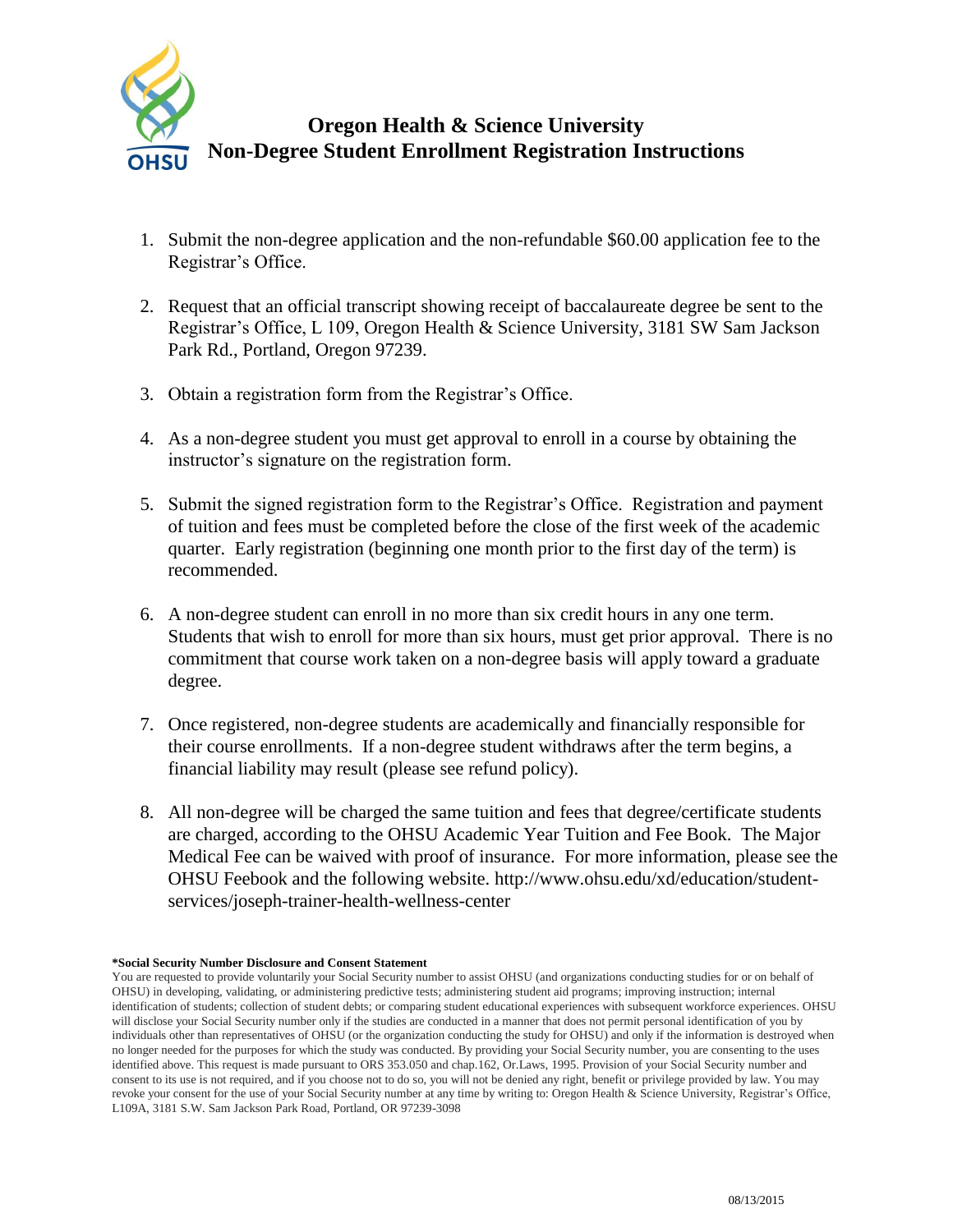# Oregon Health & Science University
# Non-Degree Student Enrollment Registration Instructions

1. Submit the non-degree application and the non-refundable $60.00 application fee to the Registrar's Office.

2. Request that an official transcript showing receipt of baccalaureate degree be sent to the Registrar's Office, L 109, Oregon Health & Science University, 3181 SW Sam Jackson Park Rd., Portland, Oregon 97239.

3. Obtain a registration form from the Registrar's Office.

4. As a non-degree student you must get approval to enroll in a course by obtaining the instructor's signature on the registration form.

5. Submit the signed registration form to the Registrar's Office. Registration and payment of tuition and fees must be completed before the close of the first week of the academic quarter. Early registration (beginning one month prior to the first day of the term) is recommended.

6. A non-degree student can enroll in no more than six credit hours in any one term. Students that wish to enroll for more than six hours, must get prior approval. There is no commitment that course work taken on a non-degree basis will apply toward a graduate degree.

7. Once registered, non-degree students are academically and financially responsible for their course enrollments. If a non-degree student withdraws after the term begins, a financial liability may result (please see refund policy).

8. All non-degree will be charged the same tuition and fees that degree/certificate students are charged, according to the OHSU Academic Year Tuition and Fee Book. The Major Medical Fee can be waived with proof of insurance. For more information, please see the OHSU Feebook and the following website. http://www.ohsu.edu/xd/education/student-services/joseph-trainer-health-wellness-center

**\*Social Security Number Disclosure and Consent Statement**

You are requested to provide voluntarily your Social Security number to assist OHSU (and organizations conducting studies for or on behalf of OHSU) in developing, validating, or administering predictive tests; administering student aid programs; improving instruction; internal identification of students; collection of student debts; or comparing student educational experiences with subsequent workforce experiences. OHSU will disclose your Social Security number only if the studies are conducted in a manner that does not permit personal identification of you by individuals other than representatives of OHSU (or the organization conducting the study for OHSU) and only if the information is destroyed when no longer needed for the purposes for which the study was conducted. By providing your Social Security number, you are consenting to the uses identified above. This request is made pursuant to ORS 353.050 and chap.162, Or.Laws, 1995. Provision of your Social Security number and consent to its use is not required, and if you choose not to do so, you will not be denied any right, benefit or privilege provided by law. You may revoke your consent for the use of your Social Security number at any time by writing to: Oregon Health & Science University, Registrar's Office, L109A, 3181 S.W. Sam Jackson Park Road, Portland, OR 97239-3098

08/13/2015